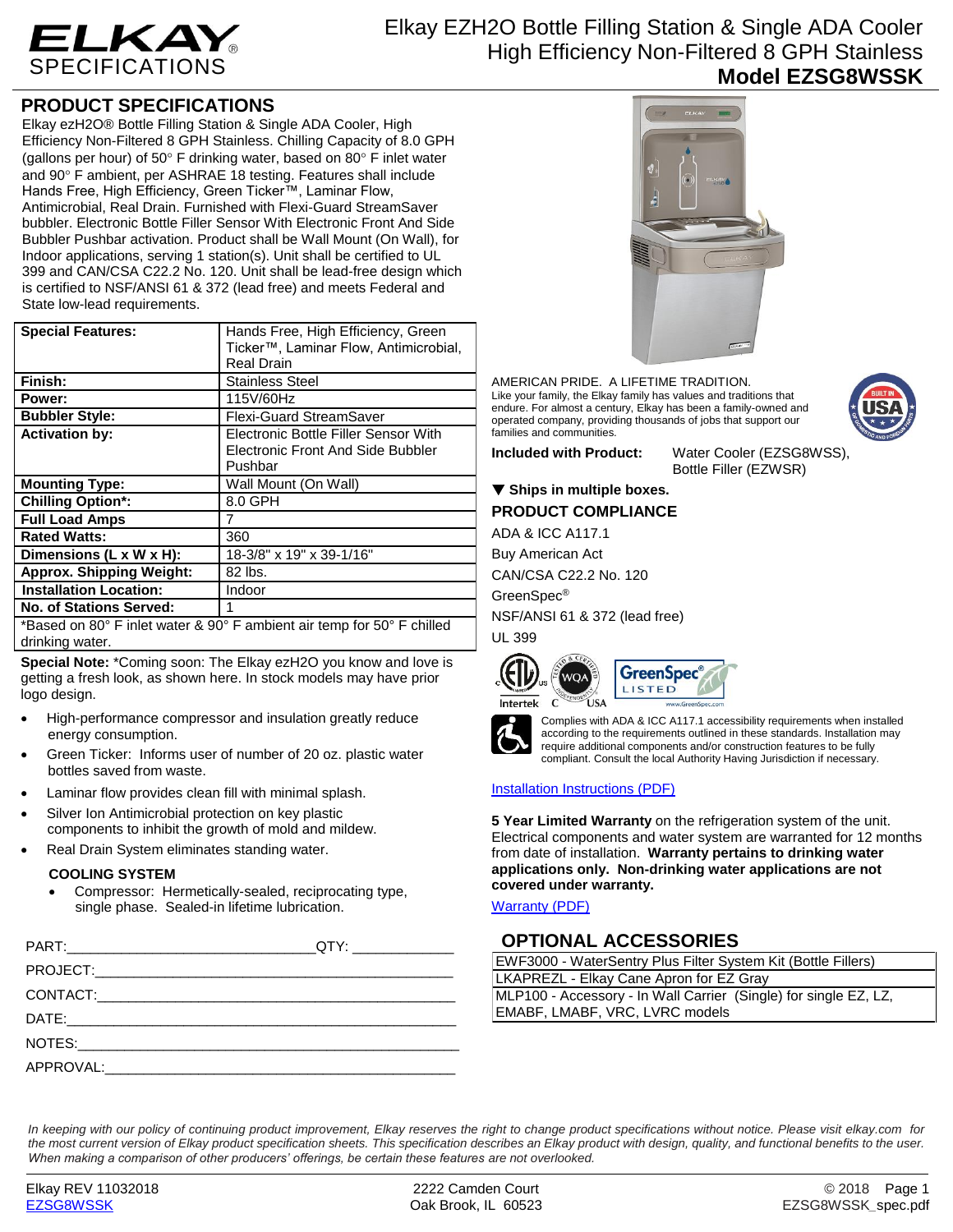# ELKAY SPECIFICATIONS

# Elkay EZH2O Bottle Filling Station & Single ADA Cooler High Efficiency Non-Filtered 8 GPH Stainless

## Model EZSG8WSSK

## PRODUCT SPECIFICATIONS

Elkay ezH2O® Bottle Filling Station & Single ADA Cooler, High Efficiency Non-Filtered 8 GPH Stainless. Chilling Capacity of 8.0 GPH (gallons per hour) of 50° F drinking water, based on 80° F inlet water and 90° F ambient, per ASHRAE 18 testing. Features shall include Hands Free, High Efficiency, Green Ticker™, Laminar Flow, Antimicrobial, Real Drain. Furnished with Flexi-Guard StreamSaver bubbler. Electronic Bottle Filler Sensor With Electronic Front And Side Bubbler Pushbar activation. Product shall be Wall Mount (On Wall), for Indoor applications, serving 1 station(s). Unit shall be certified to UL 399 and CAN/CSA C22.2 No. 120. Unit shall be lead-free design which is certified to NSF/ANSI 61 & 372 (lead free) and meets Federal and State low-lead requirements.

| **Special Features:** | Hands Free, High Efficiency, Green Ticker™, Laminar Flow, Antimicrobial, Real Drain |
|---|---|
| **Finish:** | Stainless Steel |
| **Power:** | 115V/60Hz |
| **Bubbler Style:** | Flexi-Guard StreamSaver |
| **Activation by:** | Electronic Bottle Filler Sensor With Electronic Front And Side Bubbler Pushbar |
| **Mounting Type:** | Wall Mount (On Wall) |
| **Chilling Option*:** | 8.0 GPH |
| **Full Load Amps** | 7 |
| **Rated Watts:** | 360 |
| **Dimensions (L x W x H):** | 18-3/8" x 19" x 39-1/16" |
| **Approx. Shipping Weight:** | 82 lbs. |
| **Installation Location:** | Indoor |
| **No. of Stations Served:** | 1 |

*Based on 80° F inlet water & 90° F ambient air temp for 50° F chilled drinking water.

**Special Note:** *Coming soon: The Elkay ezH2O you know and love is getting a fresh look, as shown here. In stock models may have prior logo design.

- High-performance compressor and insulation greatly reduce energy consumption.
- Green Ticker: Informs user of number of 20 oz. plastic water bottles saved from waste.
- Laminar flow provides clean fill with minimal splash.
- Silver Ion Antimicrobial protection on key plastic components to inhibit the growth of mold and mildew.
- Real Drain System eliminates standing water.

### COOLING SYSTEM

- Compressor: Hermetically-sealed, reciprocating type, single phase. Sealed-in lifetime lubrication.

PART:______________________________QTY: ____________

PROJECT:____________________________________________

CONTACT:____________________________________________

DATE:_______________________________________________

NOTES:______________________________________________

APPROVAL:___________________________________________

AMERICAN PRIDE. A LIFETIME TRADITION.
Like your family, the Elkay family has values and traditions that endure. For almost a century, Elkay has been a family-owned and operated company, providing thousands of jobs that support our families and communities.

**Included with Product:** Water Cooler (EZSG8WSS), Bottle Filler (EZWSR)

▼ **Ships in multiple boxes.**

## PRODUCT COMPLIANCE

ADA & ICC A117.1

Buy American Act

CAN/CSA C22.2 No. 120

GreenSpec®

NSF/ANSI 61 & 372 (lead free)

UL 399

Complies with ADA & ICC A117.1 accessibility requirements when installed according to the requirements outlined in these standards. Installation may require additional components and/or construction features to be fully compliant. Consult the local Authority Having Jurisdiction if necessary.

Installation Instructions (PDF)

**5 Year Limited Warranty** on the refrigeration system of the unit. Electrical components and water system are warranted for 12 months from date of installation. **Warranty pertains to drinking water applications only. Non-drinking water applications are not covered under warranty.**

Warranty (PDF)

## OPTIONAL ACCESSORIES

| EWF3000 - WaterSentry Plus Filter System Kit (Bottle Fillers) |
|---|
| LKAPREZL - Elkay Cane Apron for EZ Gray |
| MLP100 - Accessory - In Wall Carrier (Single) for single EZ, LZ, EMABF, LMABF, VRC, LVRC models |

*In keeping with our policy of continuing product improvement, Elkay reserves the right to change product specifications without notice. Please visit elkay.com for the most current version of Elkay product specification sheets. This specification describes an Elkay product with design, quality, and functional benefits to the user. When making a comparison of other producers' offerings, be certain these features are not overlooked.*

Elkay REV 11032018
EZSG8WSSK

2222 Camden Court
Oak Brook, IL 60523

© 2018
EZSG8WSSK_spec.pdf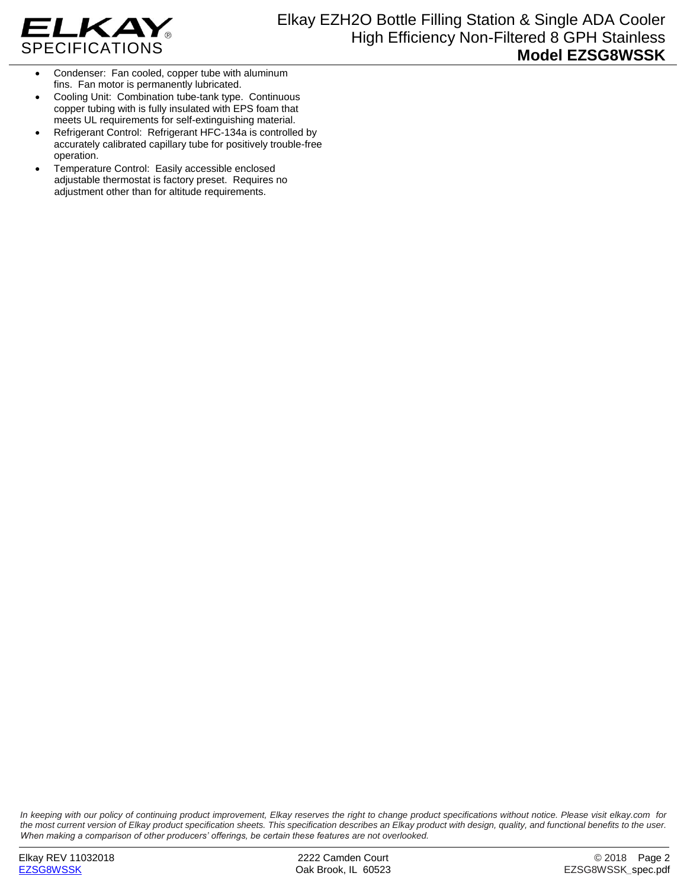- Condenser: Fan cooled, copper tube with aluminum fins. Fan motor is permanently lubricated.
- Cooling Unit: Combination tube-tank type. Continuous copper tubing with is fully insulated with EPS foam that meets UL requirements for self-extinguishing material.
- Refrigerant Control: Refrigerant HFC-134a is controlled by accurately calibrated capillary tube for positively trouble-free operation.
- Temperature Control: Easily accessible enclosed adjustable thermostat is factory preset. Requires no adjustment other than for altitude requirements.

*In keeping with our policy of continuing product improvement, Elkay reserves the right to change product specifications without notice. Please visit elkay.com for the most current version of Elkay product specification sheets. This specification describes an Elkay product with design, quality, and functional benefits to the user. When making a comparison of other producers' offerings, be certain these features are not overlooked.*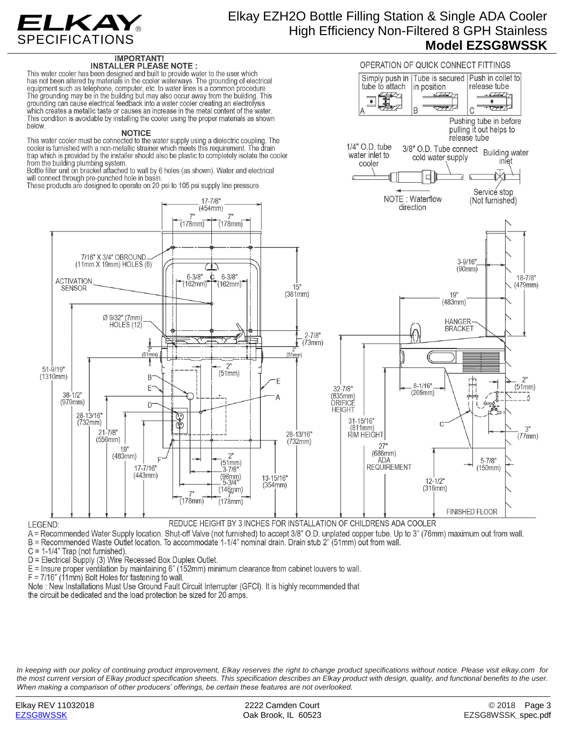# Elkay EZH2O Bottle Filling Station & Single ADA Cooler High Efficiency Non-Filtered 8 GPH Stainless

## Model EZSG8WSSK

ELKAY SPECIFICATIONS

### IMPORTANT! INSTALLER PLEASE NOTE :

This water cooler has been designed and built to provide water to the user which has not been altered by materials in the cooler waterways. The grounding of electrical equipment such as telephone, computer, etc. to water lines is a common procedure. The grounding may be in the building but may also occur away from the building. This grounding can cause electrical feedback into a water cooler creating an electrolysis which creates a metallic taste or causes an increase in the metal content of the water. This condition is avoidable by installing the cooler using the proper materials as shown below.

### NOTICE

This water cooler must be connected to the water supply using a dielectric coupling. The cooler is furnished with a non-metallic strainer which meets this requirement. The drain trap which is provided by the installer should also be plastic to completely isolate the cooler from the building plumbing system.
Bottle filler unit on bracket attached to wall by 6 holes (as shown). Water and electrical will connect through pre-punched hole in basin.
These products are designed to operate on 20 psi to 105 psi supply line pressure.

OPERATION OF QUICK CONNECT FITTINGS

A: Simply push in tube to attach
B: Tube is secured in position
C: Push in collet to release tube

Pushing tube in before pulling it out helps to release tube

1/4" O.D. tube water inlet to cooler
3/8" O.D. Tube connect cold water supply
Building water inlet
Service stop (Not furnished)
NOTE : Waterflow direction

17-7/8" (454mm)
7" (178mm)
7" (178mm)
7/16" X 3/4" OBROUND HOLES (6) (11mm X 19mm)
ACTIVATION SENSOR
6-3/8" (162mm)
6-3/8" (162mm)
15" (381mm)
Ø 9/32" (7mm) HOLES (12)
2-7/8" (73mm)
2" (51mm)
2" (51mm)
2" (51mm)
51-9/19" (1310mm)
38-1/2" (979mm)
28-13/16" (732mm)
21-7/8" (556mm)
19" (483mm)
17-7/16" (443mm)
28-13/16" (732mm)
2" (51mm)
3-7/8" (98mm)
5-3/4" (146mm)
13-15/16" (354mm)
7" (178mm)
7" (178mm)
3-9/16" (90mm)
18-7/8" (479mm)
19" (483mm)
HANGER BRACKET
32-7/8" (835mm) ORIFICE HEIGHT
8-1/16" (205mm)
31-15/16" (811mm) RIM HEIGHT
27" (686mm) ADA REQUIREMENT
2" (51mm)
3" (77mm)
5-7/8" (150mm)
12-1/2" (318mm)
FINISHED FLOOR

REDUCE HEIGHT BY 3 INCHES FOR INSTALLATION OF CHILDRENS ADA COOLER

LEGEND:

A = Recommended Water Supply location. Shut-off Valve (not furnished) to accept 3/8" O.D. unplated copper tube. Up to 3" (76mm) maximum out from wall.
B = Recommended Waste Outlet location. To accommodate 1-1/4" nominal drain. Drain stub 2" (51mm) out from wall.
C = 1-1/4" Trap (not furnished).
D = Electrical Supply (3) Wire Recessed Box Duplex Outlet.
E = Insure proper ventilation by maintaining 6" (152mm) minimum clearance from cabinet louvers to wall.
F = 7/16" (11mm) Bolt Holes for fastening to wall.
Note : New Installations Must Use Ground Fault Circuit Interrupter (GFCI). It is highly recommended that the circuit be dedicated and the load protection be sized for 20 amps.

*In keeping with our policy of continuing product improvement, Elkay reserves the right to change product specifications without notice. Please visit elkay.com for the most current version of Elkay product specification sheets. This specification describes an Elkay product with design, quality, and functional benefits to the user. When making a comparison of other producers' offerings, be certain these features are not overlooked.*

Elkay REV 11032018
EZSG8WSSK
2222 Camden Court
Oak Brook, IL 60523
© 2018
EZSG8WSSK_spec.pdf